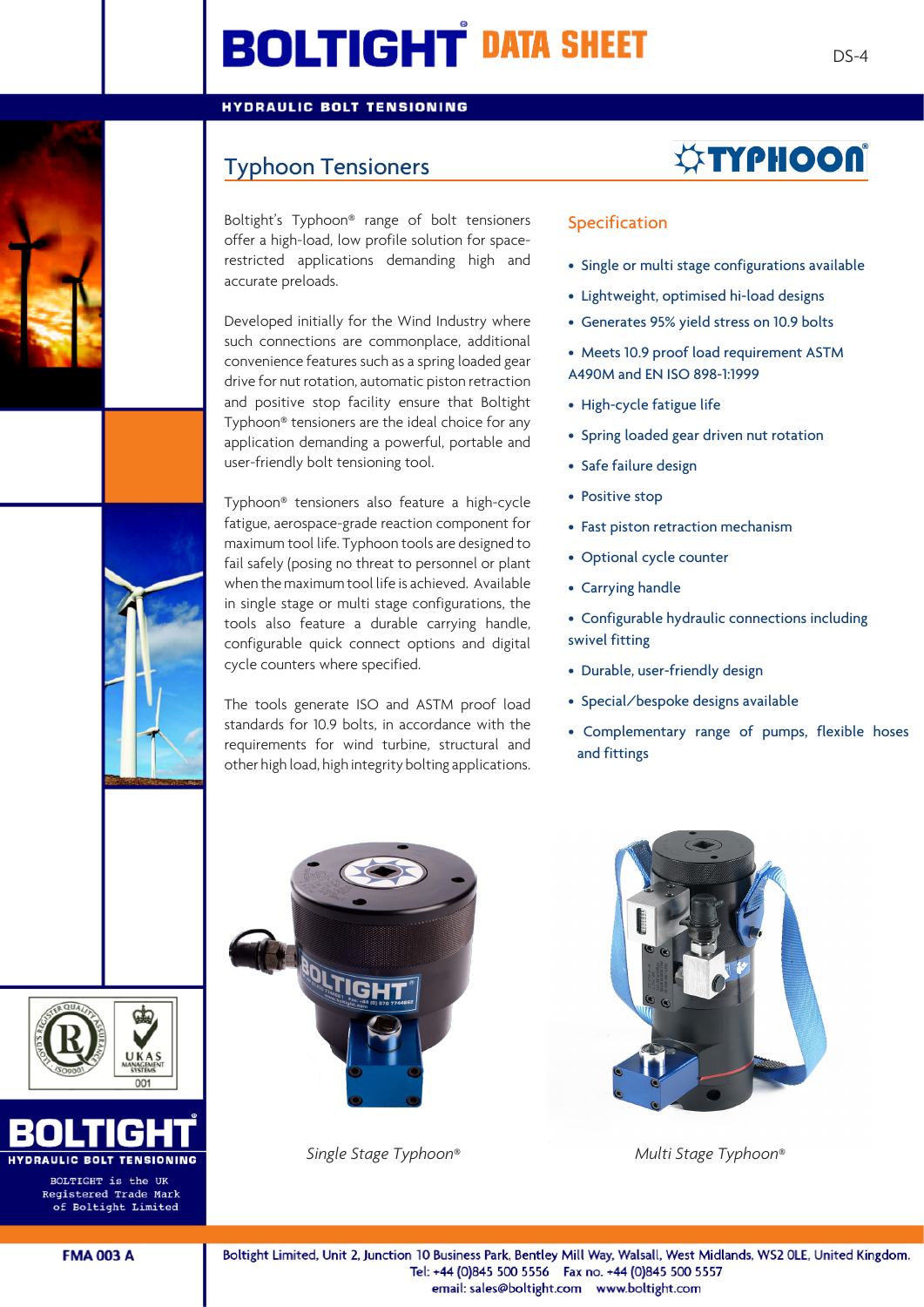# BOLTIGHT® DATA SHEET

DS-4

HYDRAULIC BOLT TENSIONING

## Typhoon Tensioners

TYPHOON®

Boltight's Typhoon® range of bolt tensioners offer a high-load, low profile solution for space-restricted applications demanding high and accurate preloads.

Developed initially for the Wind Industry where such connections are commonplace, additional convenience features such as a spring loaded gear drive for nut rotation, automatic piston retraction and positive stop facility ensure that Boltight Typhoon® tensioners are the ideal choice for any application demanding a powerful, portable and user-friendly bolt tensioning tool.

Typhoon® tensioners also feature a high-cycle fatigue, aerospace-grade reaction component for maximum tool life. Typhoon tools are designed to fail safely (posing no threat to personnel or plant when the maximum tool life is achieved. Available in single stage or multi stage configurations, the tools also feature a durable carrying handle, configurable quick connect options and digital cycle counters where specified.

The tools generate ISO and ASTM proof load standards for 10.9 bolts, in accordance with the requirements for wind turbine, structural and other high load, high integrity bolting applications.

### Specification

- Single or multi stage configurations available
- Lightweight, optimised hi-load designs
- Generates 95% yield stress on 10.9 bolts
- Meets 10.9 proof load requirement ASTM A490M and EN ISO 898-1:1999
- High-cycle fatigue life
- Spring loaded gear driven nut rotation
- Safe failure design
- Positive stop
- Fast piston retraction mechanism
- Optional cycle counter
- Carrying handle
- Configurable hydraulic connections including swivel fitting
- Durable, user-friendly design
- Special/bespoke designs available
- Complementary range of pumps, flexible hoses and fittings

*Single Stage Typhoon®*

*Multi Stage Typhoon®*

BOLTIGHT
HYDRAULIC BOLT TENSIONING

BOLTIGHT is the UK Registered Trade Mark of Boltight Limited

FMA 003 A

Boltight Limited, Unit 2, Junction 10 Business Park, Bentley Mill Way, Walsall, West Midlands, WS2 0LE, United Kingdom.
Tel: +44 (0)845 500 5556 Fax no. +44 (0)845 500 5557
email: sales@boltight.com www.boltight.com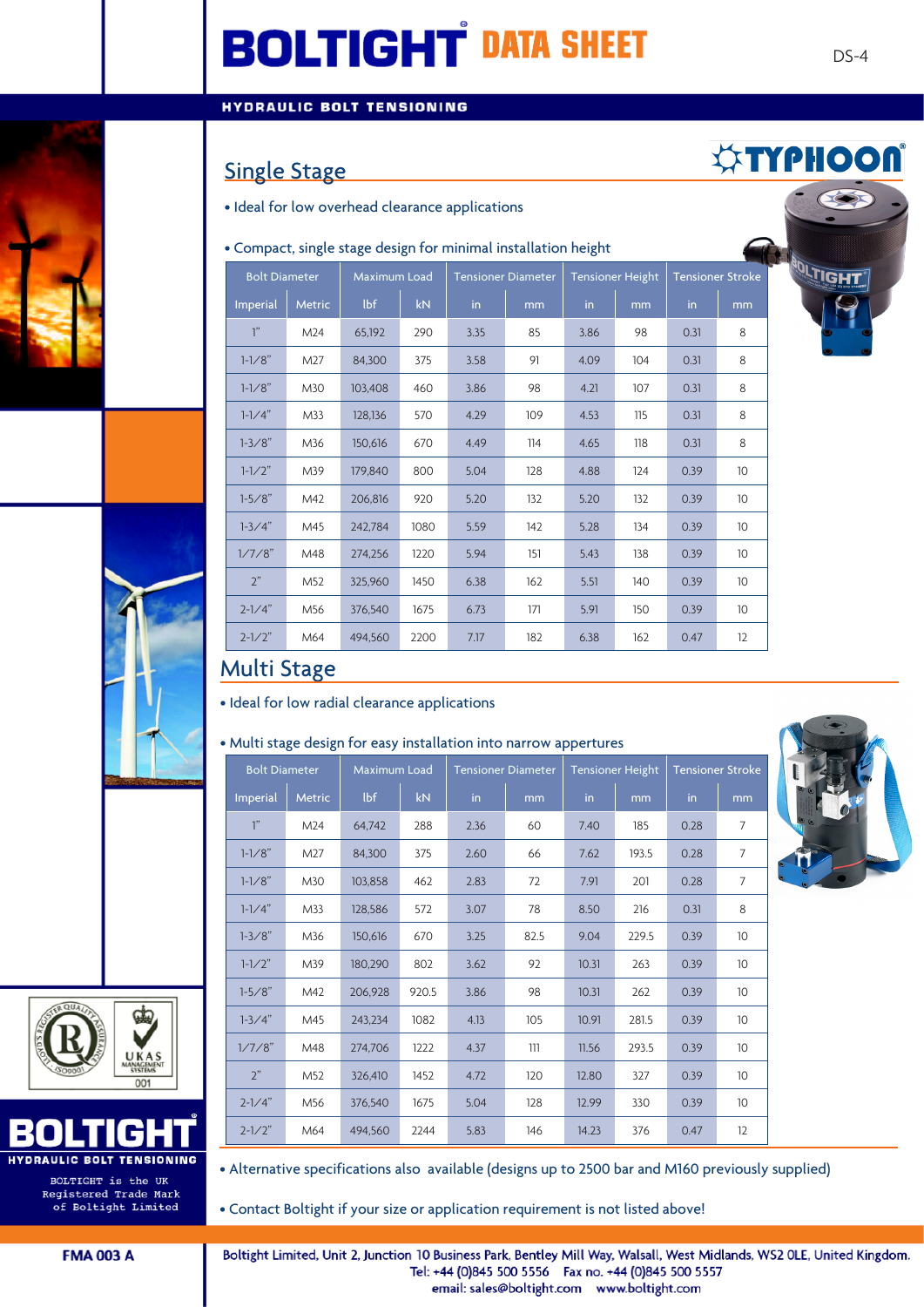# BOLTIGHT® DATA SHEET

DS-4

HYDRAULIC BOLT TENSIONING

TYPHOON®

## Single Stage

- Ideal for low overhead clearance applications
- Compact, single stage design for minimal installation height

| Bolt Diameter | | Maximum Load | | Tensioner Diameter | | Tensioner Height | | Tensioner Stroke | |
|---|---|---|---|---|---|---|---|---|---|
| Imperial | Metric | lbf | kN | in | mm | in | mm | in | mm |
| 1" | M24 | 65,192 | 290 | 3.35 | 85 | 3.86 | 98 | 0.31 | 8 |
| 1-1/8" | M27 | 84,300 | 375 | 3.58 | 91 | 4.09 | 104 | 0.31 | 8 |
| 1-1/8" | M30 | 103,408 | 460 | 3.86 | 98 | 4.21 | 107 | 0.31 | 8 |
| 1-1/4" | M33 | 128,136 | 570 | 4.29 | 109 | 4.53 | 115 | 0.31 | 8 |
| 1-3/8" | M36 | 150,616 | 670 | 4.49 | 114 | 4.65 | 118 | 0.31 | 8 |
| 1-1/2" | M39 | 179,840 | 800 | 5.04 | 128 | 4.88 | 124 | 0.39 | 10 |
| 1-5/8" | M42 | 206,816 | 920 | 5.20 | 132 | 5.20 | 132 | 0.39 | 10 |
| 1-3/4" | M45 | 242,784 | 1080 | 5.59 | 142 | 5.28 | 134 | 0.39 | 10 |
| 1/7/8" | M48 | 274,256 | 1220 | 5.94 | 151 | 5.43 | 138 | 0.39 | 10 |
| 2" | M52 | 325,960 | 1450 | 6.38 | 162 | 5.51 | 140 | 0.39 | 10 |
| 2-1/4" | M56 | 376,540 | 1675 | 6.73 | 171 | 5.91 | 150 | 0.39 | 10 |
| 2-1/2" | M64 | 494,560 | 2200 | 7.17 | 182 | 6.38 | 162 | 0.47 | 12 |

## Multi Stage

- Ideal for low radial clearance applications
- Multi stage design for easy installation into narrow appertures

| Bolt Diameter | | Maximum Load | | Tensioner Diameter | | Tensioner Height | | Tensioner Stroke | |
|---|---|---|---|---|---|---|---|---|---|
| Imperial | Metric | lbf | kN | in | mm | in | mm | in | mm |
| 1" | M24 | 64,742 | 288 | 2.36 | 60 | 7.40 | 185 | 0.28 | 7 |
| 1-1/8" | M27 | 84,300 | 375 | 2.60 | 66 | 7.62 | 193.5 | 0.28 | 7 |
| 1-1/8" | M30 | 103,858 | 462 | 2.83 | 72 | 7.91 | 201 | 0.28 | 7 |
| 1-1/4" | M33 | 128,586 | 572 | 3.07 | 78 | 8.50 | 216 | 0.31 | 8 |
| 1-3/8" | M36 | 150,616 | 670 | 3.25 | 82.5 | 9.04 | 229.5 | 0.39 | 10 |
| 1-1/2" | M39 | 180,290 | 802 | 3.62 | 92 | 10.31 | 263 | 0.39 | 10 |
| 1-5/8" | M42 | 206,928 | 920.5 | 3.86 | 98 | 10.31 | 262 | 0.39 | 10 |
| 1-3/4" | M45 | 243,234 | 1082 | 4.13 | 105 | 10.91 | 281.5 | 0.39 | 10 |
| 1/7/8" | M48 | 274,706 | 1222 | 4.37 | 111 | 11.56 | 293.5 | 0.39 | 10 |
| 2" | M52 | 326,410 | 1452 | 4.72 | 120 | 12.80 | 327 | 0.39 | 10 |
| 2-1/4" | M56 | 376,540 | 1675 | 5.04 | 128 | 12.99 | 330 | 0.39 | 10 |
| 2-1/2" | M64 | 494,560 | 2244 | 5.83 | 146 | 14.23 | 376 | 0.47 | 12 |

- Alternative specifications also available (designs up to 2500 bar and M160 previously supplied)
- Contact Boltight if your size or application requirement is not listed above!

BOLTIGHT®
HYDRAULIC BOLT TENSIONING

BOLTIGHT is the UK Registered Trade Mark of Boltight Limited

FMA 003 A

Boltight Limited, Unit 2, Junction 10 Business Park, Bentley Mill Way, Walsall, West Midlands, WS2 0LE, United Kingdom.
Tel: +44 (0)845 500 5556 Fax no. +44 (0)845 500 5557
email: sales@boltight.com www.boltight.com